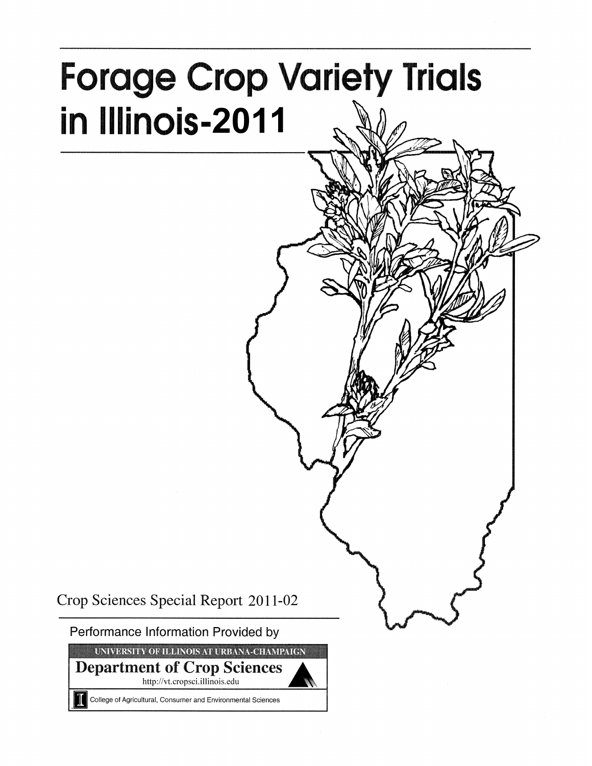# Forage Crop Variety Trials in Illinois-2011

Crop Sciences Special Report 2011-02

Performance Information Provided by

UNIVERSITY OF ILLINOIS AT URBANA-CHAMPAIGN

**Department of Crop Sciences**

http://vt.cropsci.illinois.edu

College of Agricultural, Consumer and Environmental Sciences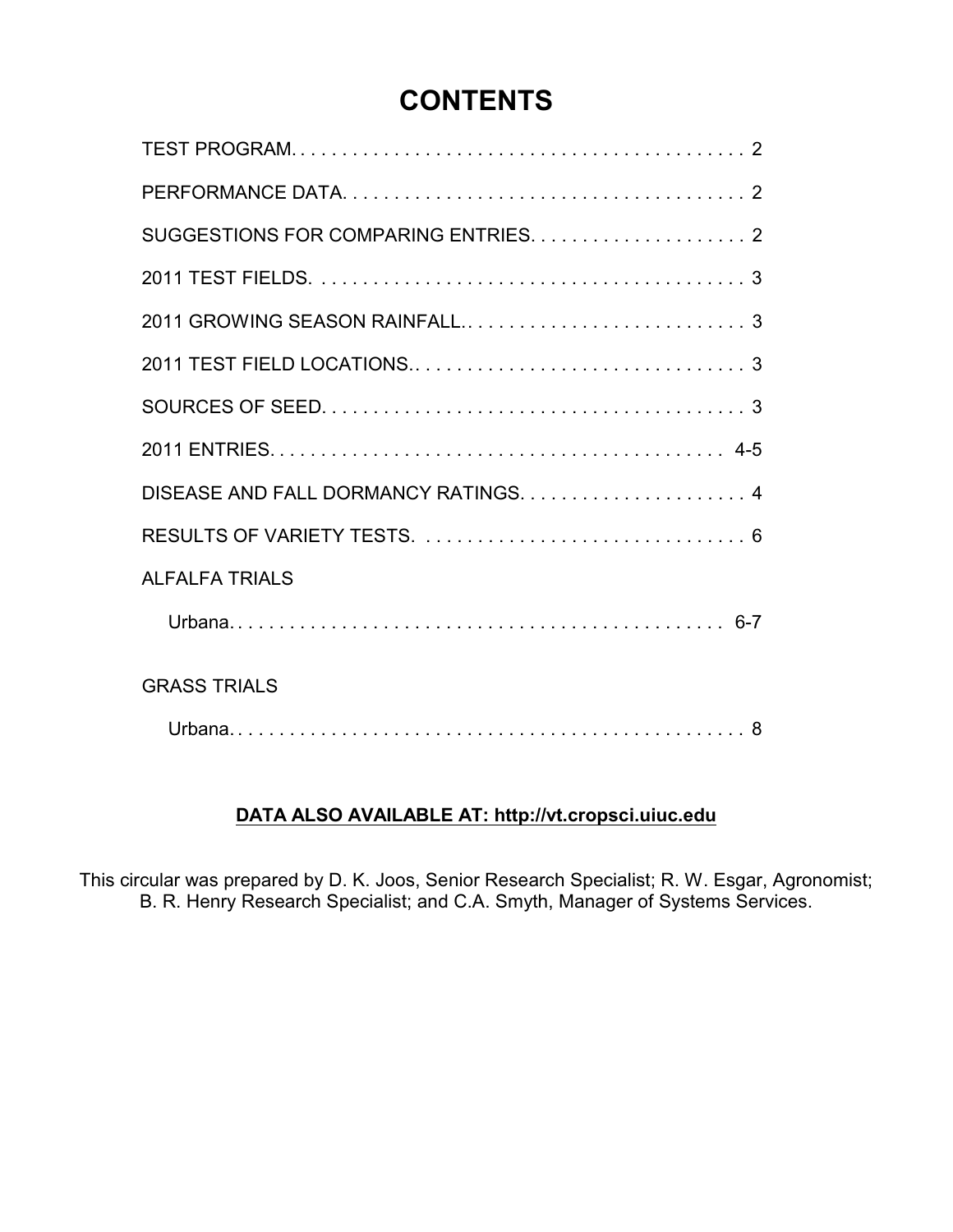# CONTENTS

| | |
|---|---|
| TEST PROGRAM | 2 |
| PERFORMANCE DATA | 2 |
| SUGGESTIONS FOR COMPARING ENTRIES | 2 |
| 2011 TEST FIELDS | 3 |
| 2011 GROWING SEASON RAINFALL | 3 |
| 2011 TEST FIELD LOCATIONS | 3 |
| SOURCES OF SEED | 3 |
| 2011 ENTRIES | 4-5 |
| DISEASE AND FALL DORMANCY RATINGS | 4 |
| RESULTS OF VARIETY TESTS | 6 |
| ALFALFA TRIALS | |
| Urbana | 6-7 |
| GRASS TRIALS | |
| Urbana | 8 |

**DATA ALSO AVAILABLE AT: http://vt.cropsci.uiuc.edu**

This circular was prepared by D. K. Joos, Senior Research Specialist; R. W. Esgar, Agronomist; B. R. Henry Research Specialist; and C.A. Smyth, Manager of Systems Services.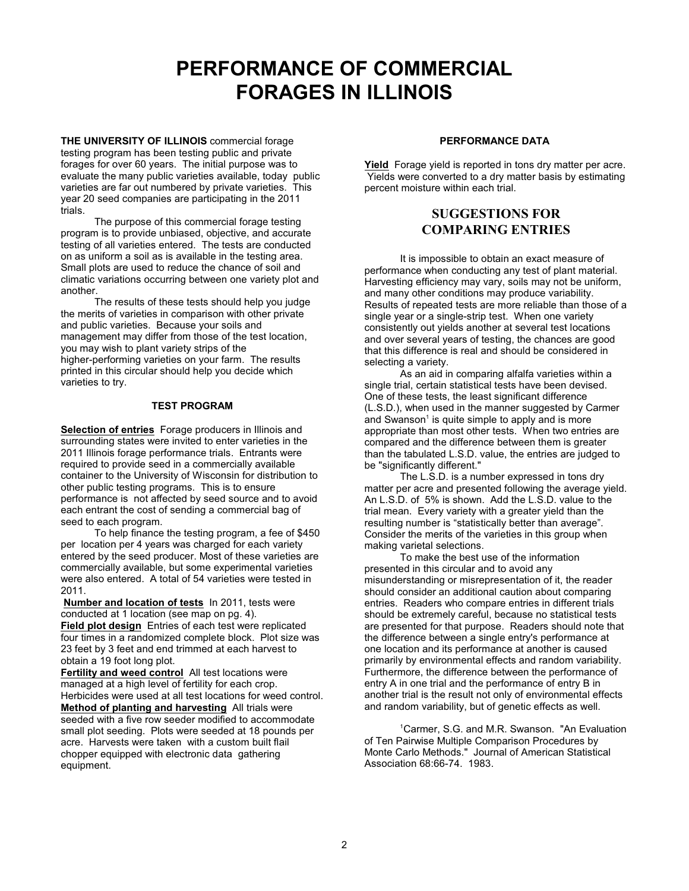# PERFORMANCE OF COMMERCIAL FORAGES IN ILLINOIS

**THE UNIVERSITY OF ILLINOIS** commercial forage testing program has been testing public and private forages for over 60 years. The initial purpose was to evaluate the many public varieties available, today public varieties are far out numbered by private varieties. This year 20 seed companies are participating in the 2011 trials.

The purpose of this commercial forage testing program is to provide unbiased, objective, and accurate testing of all varieties entered. The tests are conducted on as uniform a soil as is available in the testing area. Small plots are used to reduce the chance of soil and climatic variations occurring between one variety plot and another.

The results of these tests should help you judge the merits of varieties in comparison with other private and public varieties. Because your soils and management may differ from those of the test location, you may wish to plant variety strips of the higher-performing varieties on your farm. The results printed in this circular should help you decide which varieties to try.

### TEST PROGRAM

**Selection of entries** Forage producers in Illinois and surrounding states were invited to enter varieties in the 2011 Illinois forage performance trials. Entrants were required to provide seed in a commercially available container to the University of Wisconsin for distribution to other public testing programs. This is to ensure performance is not affected by seed source and to avoid each entrant the cost of sending a commercial bag of seed to each program.

To help finance the testing program, a fee of $450 per location per 4 years was charged for each variety entered by the seed producer. Most of these varieties are commercially available, but some experimental varieties were also entered. A total of 54 varieties were tested in 2011.

**Number and location of tests** In 2011, tests were conducted at 1 location (see map on pg. 4).

**Field plot design** Entries of each test were replicated four times in a randomized complete block. Plot size was 23 feet by 3 feet and end trimmed at each harvest to obtain a 19 foot long plot.

**Fertility and weed control** All test locations were managed at a high level of fertility for each crop. Herbicides were used at all test locations for weed control.

**Method of planting and harvesting** All trials were seeded with a five row seeder modified to accommodate small plot seeding. Plots were seeded at 18 pounds per acre. Harvests were taken with a custom built flail chopper equipped with electronic data gathering equipment.

### PERFORMANCE DATA

**Yield** Forage yield is reported in tons dry matter per acre. Yields were converted to a dry matter basis by estimating percent moisture within each trial.

## SUGGESTIONS FOR COMPARING ENTRIES

It is impossible to obtain an exact measure of performance when conducting any test of plant material. Harvesting efficiency may vary, soils may not be uniform, and many other conditions may produce variability. Results of repeated tests are more reliable than those of a single year or a single-strip test. When one variety consistently out yields another at several test locations and over several years of testing, the chances are good that this difference is real and should be considered in selecting a variety.

As an aid in comparing alfalfa varieties within a single trial, certain statistical tests have been devised. One of these tests, the least significant difference (L.S.D.), when used in the manner suggested by Carmer and Swanson[1] is quite simple to apply and is more appropriate than most other tests. When two entries are compared and the difference between them is greater than the tabulated L.S.D. value, the entries are judged to be "significantly different."

The L.S.D. is a number expressed in tons dry matter per acre and presented following the average yield. An L.S.D. of 5% is shown. Add the L.S.D. value to the trial mean. Every variety with a greater yield than the resulting number is "statistically better than average". Consider the merits of the varieties in this group when making varietal selections.

To make the best use of the information presented in this circular and to avoid any misunderstanding or misrepresentation of it, the reader should consider an additional caution about comparing entries. Readers who compare entries in different trials should be extremely careful, because no statistical tests are presented for that purpose. Readers should note that the difference between a single entry's performance at one location and its performance at another is caused primarily by environmental effects and random variability. Furthermore, the difference between the performance of entry A in one trial and the performance of entry B in another trial is the result not only of environmental effects and random variability, but of genetic effects as well.

[1]Carmer, S.G. and M.R. Swanson. "An Evaluation of Ten Pairwise Multiple Comparison Procedures by Monte Carlo Methods." Journal of American Statistical Association 68:66-74. 1983.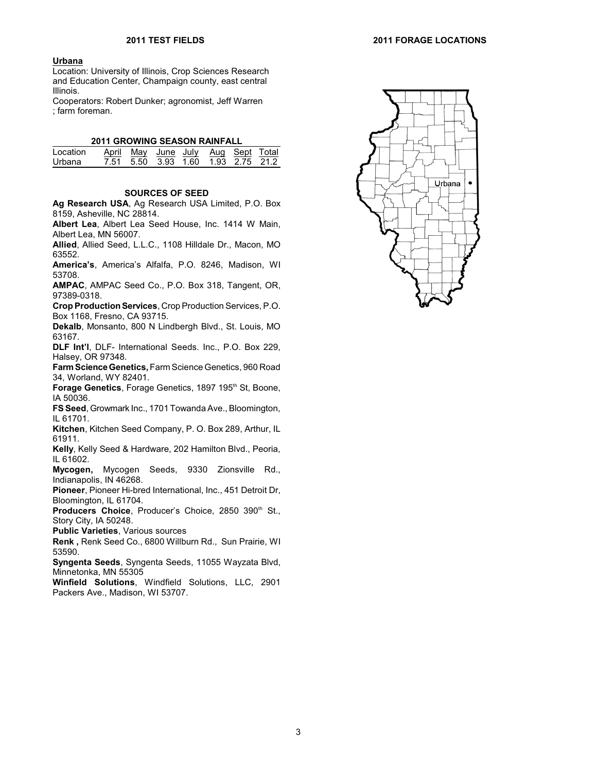## 2011 TEST FIELDS

### Urbana

Location: University of Illinois, Crop Sciences Research and Education Center, Champaign county, east central Illinois.

Cooperators: Robert Dunker; agronomist, Jeff Warren ; farm foreman.

**2011 GROWING SEASON RAINFALL**

| Location | April | May | June | July | Aug | Sept | Total |
|---|---|---|---|---|---|---|---|
| Urbana | 7.51 | 5.50 | 3.93 | 1.60 | 1.93 | 2.75 | 21.2 |

### SOURCES OF SEED

**Ag Research USA**, Ag Research USA Limited, P.O. Box 8159, Asheville, NC 28814.

**Albert Lea**, Albert Lea Seed House, Inc. 1414 W Main, Albert Lea, MN 56007.

**Allied**, Allied Seed, L.L.C., 1108 Hilldale Dr., Macon, MO 63552.

**America's**, America's Alfalfa, P.O. 8246, Madison, WI 53708.

**AMPAC**, AMPAC Seed Co., P.O. Box 318, Tangent, OR, 97389-0318.

**Crop Production Services**, Crop Production Services, P.O. Box 1168, Fresno, CA 93715.

**Dekalb**, Monsanto, 800 N Lindbergh Blvd., St. Louis, MO 63167.

**DLF Int'l**, DLF- International Seeds. Inc., P.O. Box 229, Halsey, OR 97348.

**Farm Science Genetics,** Farm Science Genetics, 960 Road 34, Worland, WY 82401.

**Forage Genetics**, Forage Genetics, 1897 195th St, Boone, IA 50036.

**FS Seed**, Growmark Inc., 1701 Towanda Ave., Bloomington, IL 61701.

**Kitchen**, Kitchen Seed Company, P. O. Box 289, Arthur, IL 61911.

**Kelly**, Kelly Seed & Hardware, 202 Hamilton Blvd., Peoria, IL 61602.

**Mycogen,** Mycogen Seeds, 9330 Zionsville Rd., Indianapolis, IN 46268.

**Pioneer**, Pioneer Hi-bred International, Inc., 451 Detroit Dr, Bloomington, IL 61704.

**Producers Choice**, Producer's Choice, 2850 390th St., Story City, IA 50248.

**Public Varieties**, Various sources

**Renk ,** Renk Seed Co., 6800 Willburn Rd., Sun Prairie, WI 53590.

**Syngenta Seeds**, Syngenta Seeds, 11055 Wayzata Blvd, Minnetonka, MN 55305

**Winfield Solutions**, Windfield Solutions, LLC, 2901 Packers Ave., Madison, WI 53707.

## 2011 FORAGE LOCATIONS

Urbana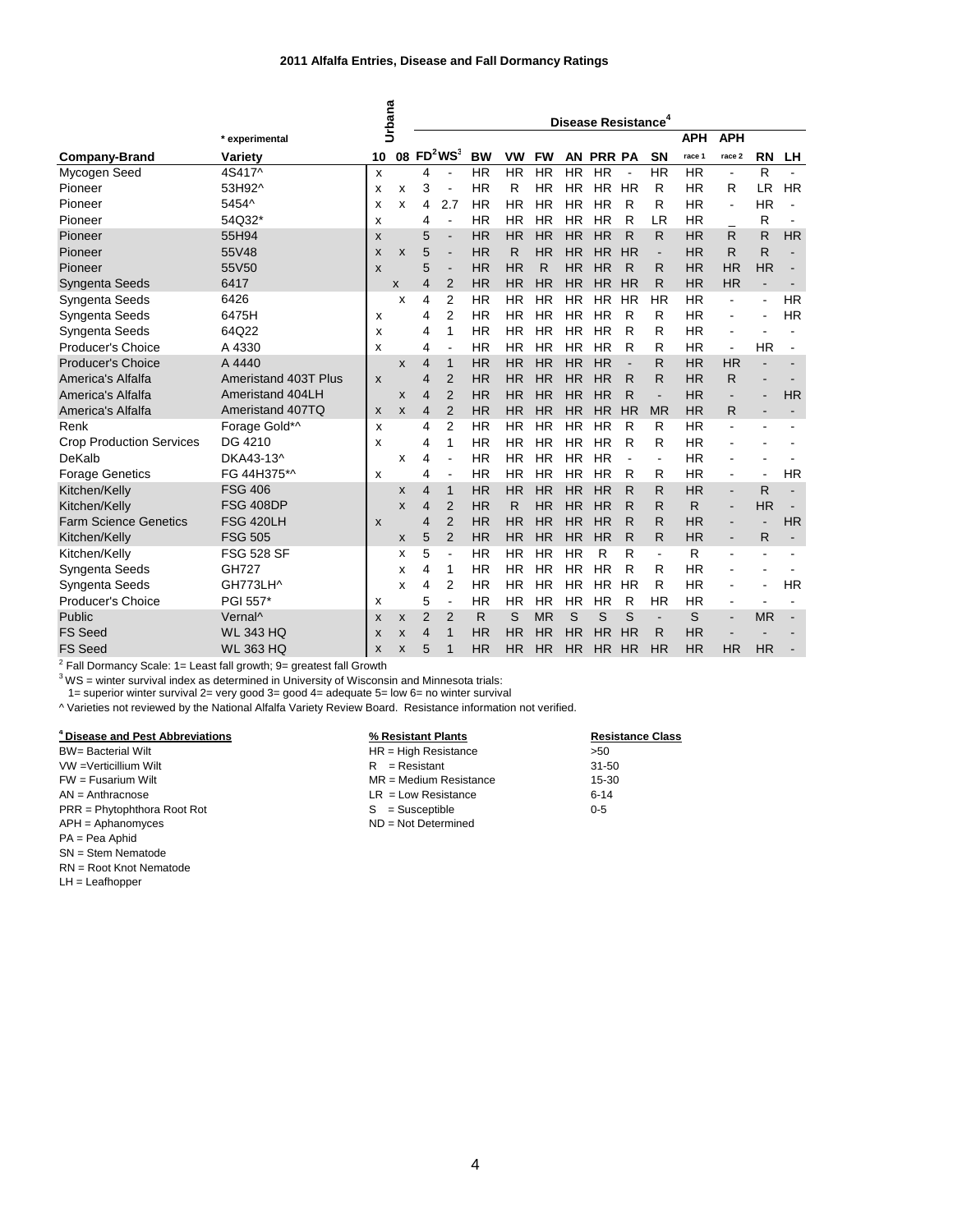# 2011 Alfalfa Entries, Disease and Fall Dormancy Ratings

| | * experimental | Urbana | | | | Disease Resistance[4] | | | | | | | APH | APH | | |
|---|---|---|---|---|---|---|---|---|---|---|---|---|---|---|---|---|
| **Company-Brand** | **Variety** | **10** | **08** | **FD[2]** | **WS[3]** | **BW** | **VW** | **FW** | **AN** | **PRR** | **PA** | **SN** | **race 1** | **race 2** | **RN** | **LH** |
| Mycogen Seed | 4S417^ | x | | 4 | - | HR | HR | HR | HR | HR | - | HR | HR | - | R | - |
| Pioneer | 53H92^ | x | x | 3 | - | HR | R | HR | HR | HR | HR | R | HR | R | LR | HR |
| Pioneer | 5454^ | x | x | 4 | 2.7 | HR | HR | HR | HR | HR | R | R | HR | - | HR | - |
| Pioneer | 54Q32* | x | | 4 | - | HR | HR | HR | HR | HR | R | LR | HR | _ | R | - |
| Pioneer | 55H94 | x | | 5 | - | HR | HR | HR | HR | HR | R | R | HR | R | R | HR |
| Pioneer | 55V48 | x | x | 5 | - | HR | R | HR | HR | HR | HR | - | HR | R | R | - |
| Pioneer | 55V50 | x | | 5 | - | HR | HR | R | HR | HR | R | R | HR | HR | HR | - |
| Syngenta Seeds | 6417 | | x | 4 | 2 | HR | HR | HR | HR | HR | HR | R | HR | HR | - | - |
| Syngenta Seeds | 6426 | | x | 4 | 2 | HR | HR | HR | HR | HR | HR | HR | HR | - | - | HR |
| Syngenta Seeds | 6475H | x | | 4 | 2 | HR | HR | HR | HR | HR | R | R | HR | - | - | HR |
| Syngenta Seeds | 64Q22 | x | | 4 | 1 | HR | HR | HR | HR | HR | R | R | HR | - | - | - |
| Producer's Choice | A 4330 | x | | 4 | - | HR | HR | HR | HR | HR | R | R | HR | - | HR | - |
| Producer's Choice | A 4440 | | x | 4 | 1 | HR | HR | HR | HR | HR | - | R | HR | HR | - | - |
| America's Alfalfa | Ameristand 403T Plus | x | | 4 | 2 | HR | HR | HR | HR | HR | R | R | HR | R | - | - |
| America's Alfalfa | Ameristand 404LH | | x | 4 | 2 | HR | HR | HR | HR | HR | R | - | HR | - | - | HR |
| America's Alfalfa | Ameristand 407TQ | x | x | 4 | 2 | HR | HR | HR | HR | HR | HR | MR | HR | R | - | - |
| Renk | Forage Gold*^ | x | | 4 | 2 | HR | HR | HR | HR | HR | R | R | HR | - | - | - |
| Crop Production Services | DG 4210 | x | | 4 | 1 | HR | HR | HR | HR | HR | R | R | HR | - | - | - |
| DeKalb | DKA43-13^ | | x | 4 | - | HR | HR | HR | HR | HR | - | - | HR | - | - | - |
| Forage Genetics | FG 44H375*^ | x | | 4 | - | HR | HR | HR | HR | HR | R | R | HR | - | - | HR |
| Kitchen/Kelly | FSG 406 | | x | 4 | 1 | HR | HR | HR | HR | HR | R | R | HR | - | R | - |
| Kitchen/Kelly | FSG 408DP | | x | 4 | 2 | HR | R | HR | HR | HR | R | R | R | - | HR | - |
| Farm Science Genetics | FSG 420LH | x | | 4 | 2 | HR | HR | HR | HR | HR | R | R | HR | - | - | HR |
| Kitchen/Kelly | FSG 505 | | x | 5 | 2 | HR | HR | HR | HR | HR | R | R | HR | - | R | - |
| Kitchen/Kelly | FSG 528 SF | | x | 5 | - | HR | HR | HR | HR | R | R | - | R | - | - | - |
| Syngenta Seeds | GH727 | | x | 4 | 1 | HR | HR | HR | HR | HR | R | R | HR | - | - | - |
| Syngenta Seeds | GH773LH^ | | x | 4 | 2 | HR | HR | HR | HR | HR | HR | R | HR | - | - | HR |
| Producer's Choice | PGI 557* | x | | 5 | - | HR | HR | HR | HR | HR | R | HR | HR | - | - | - |
| Public | Vernal^ | x | x | 2 | 2 | R | S | MR | S | S | S | - | S | - | MR | - |
| FS Seed | WL 343 HQ | x | x | 4 | 1 | HR | HR | HR | HR | HR | HR | R | HR | - | - | - |
| FS Seed | WL 363 HQ | x | x | 5 | 1 | HR | HR | HR | HR | HR | HR | HR | HR | HR | HR | - |

[2] Fall Dormancy Scale: 1= Least fall growth; 9= greatest fall Growth

[3] WS = winter survival index as determined in University of Wisconsin and Minnesota trials:
1= superior winter survival 2= very good 3= good 4= adequate 5= low 6= no winter survival

^ Varieties not reviewed by the National Alfalfa Variety Review Board. Resistance information not verified.

**[4] Disease and Pest Abbreviations**

BW= Bacterial Wilt
VW =Verticillium Wilt
FW = Fusarium Wilt
AN = Anthracnose
PRR = Phytophthora Root Rot
APH = Aphanomyces
PA = Pea Aphid
SN = Stem Nematode
RN = Root Knot Nematode
LH = Leafhopper

| % Resistant Plants | Resistance Class |
|---|---|
| HR = High Resistance | >50 |
| R = Resistant | 31-50 |
| MR = Medium Resistance | 15-30 |
| LR = Low Resistance | 6-14 |
| S = Susceptible | 0-5 |
| ND = Not Determined | |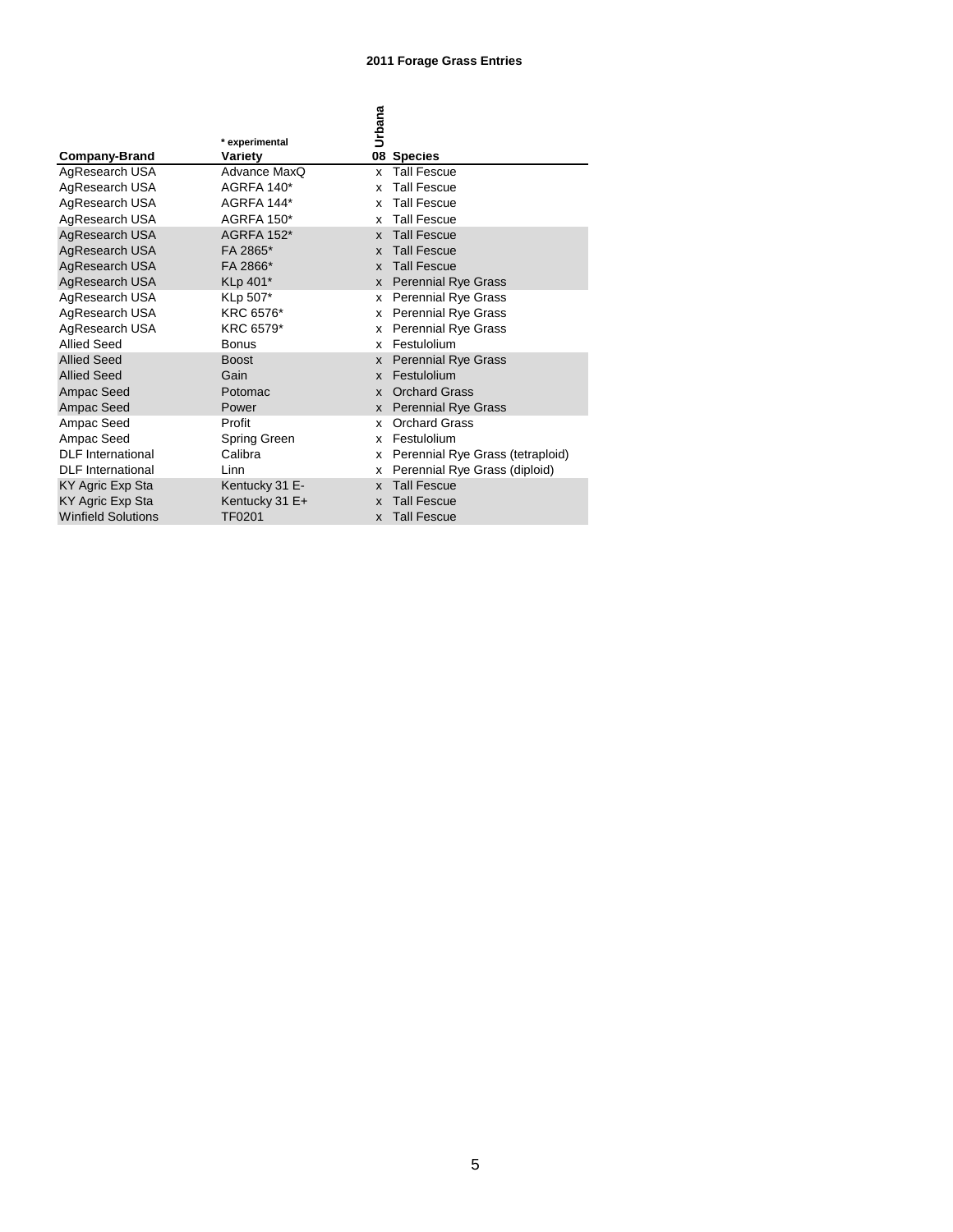**2011 Forage Grass Entries**

| Company-Brand | * experimental Variety | Urbana 08 | Species |
|---|---|---|---|
| AgResearch USA | Advance MaxQ | x | Tall Fescue |
| AgResearch USA | AGRFA 140* | x | Tall Fescue |
| AgResearch USA | AGRFA 144* | x | Tall Fescue |
| AgResearch USA | AGRFA 150* | x | Tall Fescue |
| AgResearch USA | AGRFA 152* | x | Tall Fescue |
| AgResearch USA | FA 2865* | x | Tall Fescue |
| AgResearch USA | FA 2866* | x | Tall Fescue |
| AgResearch USA | KLp 401* | x | Perennial Rye Grass |
| AgResearch USA | KLp 507* | x | Perennial Rye Grass |
| AgResearch USA | KRC 6576* | x | Perennial Rye Grass |
| AgResearch USA | KRC 6579* | x | Perennial Rye Grass |
| Allied Seed | Bonus | x | Festulolium |
| Allied Seed | Boost | x | Perennial Rye Grass |
| Allied Seed | Gain | x | Festulolium |
| Ampac Seed | Potomac | x | Orchard Grass |
| Ampac Seed | Power | x | Perennial Rye Grass |
| Ampac Seed | Profit | x | Orchard Grass |
| Ampac Seed | Spring Green | x | Festulolium |
| DLF International | Calibra | x | Perennial Rye Grass (tetraploid) |
| DLF International | Linn | x | Perennial Rye Grass (diploid) |
| KY Agric Exp Sta | Kentucky 31 E- | x | Tall Fescue |
| KY Agric Exp Sta | Kentucky 31 E+ | x | Tall Fescue |
| Winfield Solutions | TF0201 | x | Tall Fescue |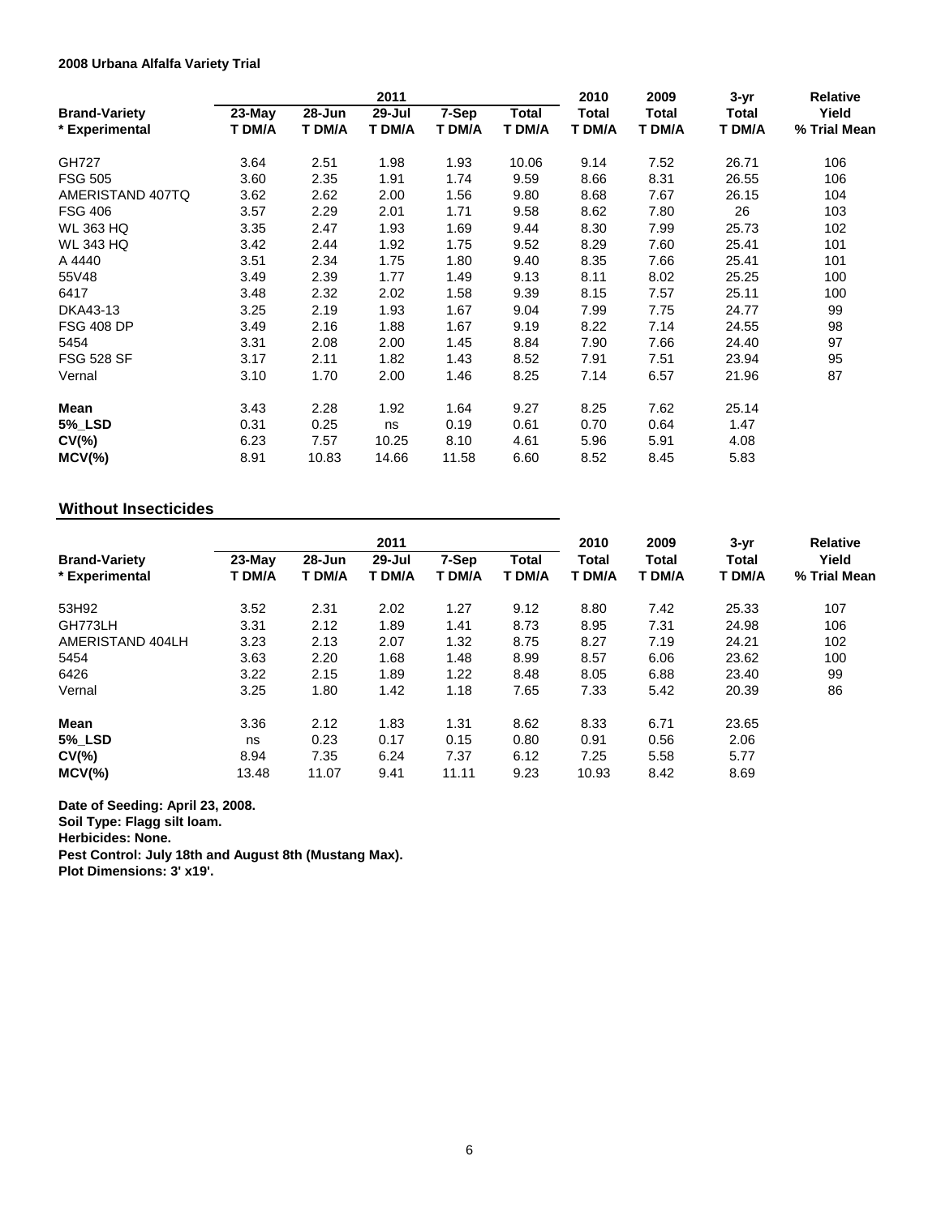**2008 Urbana Alfalfa Variety Trial**

| Brand-Variety<br>* Experimental | 2011<br>23-May<br>T DM/A | <br>28-Jun<br>T DM/A | <br>29-Jul<br>T DM/A | <br>7-Sep<br>T DM/A | <br>Total<br>T DM/A | 2010<br>Total<br>T DM/A | 2009<br>Total<br>T DM/A | 3-yr<br>Total<br>T DM/A | Relative<br>Yield<br>% Trial Mean |
|---|---|---|---|---|---|---|---|---|---|
| GH727 | 3.64 | 2.51 | 1.98 | 1.93 | 10.06 | 9.14 | 7.52 | 26.71 | 106 |
| FSG 505 | 3.60 | 2.35 | 1.91 | 1.74 | 9.59 | 8.66 | 8.31 | 26.55 | 106 |
| AMERISTAND 407TQ | 3.62 | 2.62 | 2.00 | 1.56 | 9.80 | 8.68 | 7.67 | 26.15 | 104 |
| FSG 406 | 3.57 | 2.29 | 2.01 | 1.71 | 9.58 | 8.62 | 7.80 | 26 | 103 |
| WL 363 HQ | 3.35 | 2.47 | 1.93 | 1.69 | 9.44 | 8.30 | 7.99 | 25.73 | 102 |
| WL 343 HQ | 3.42 | 2.44 | 1.92 | 1.75 | 9.52 | 8.29 | 7.60 | 25.41 | 101 |
| A 4440 | 3.51 | 2.34 | 1.75 | 1.80 | 9.40 | 8.35 | 7.66 | 25.41 | 101 |
| 55V48 | 3.49 | 2.39 | 1.77 | 1.49 | 9.13 | 8.11 | 8.02 | 25.25 | 100 |
| 6417 | 3.48 | 2.32 | 2.02 | 1.58 | 9.39 | 8.15 | 7.57 | 25.11 | 100 |
| DKA43-13 | 3.25 | 2.19 | 1.93 | 1.67 | 9.04 | 7.99 | 7.75 | 24.77 | 99 |
| FSG 408 DP | 3.49 | 2.16 | 1.88 | 1.67 | 9.19 | 8.22 | 7.14 | 24.55 | 98 |
| 5454 | 3.31 | 2.08 | 2.00 | 1.45 | 8.84 | 7.90 | 7.66 | 24.40 | 97 |
| FSG 528 SF | 3.17 | 2.11 | 1.82 | 1.43 | 8.52 | 7.91 | 7.51 | 23.94 | 95 |
| Vernal | 3.10 | 1.70 | 2.00 | 1.46 | 8.25 | 7.14 | 6.57 | 21.96 | 87 |
| **Mean** | 3.43 | 2.28 | 1.92 | 1.64 | 9.27 | 8.25 | 7.62 | 25.14 | |
| **5%_LSD** | 0.31 | 0.25 | ns | 0.19 | 0.61 | 0.70 | 0.64 | 1.47 | |
| **CV(%)** | 6.23 | 7.57 | 10.25 | 8.10 | 4.61 | 5.96 | 5.91 | 4.08 | |
| **MCV(%)** | 8.91 | 10.83 | 14.66 | 11.58 | 6.60 | 8.52 | 8.45 | 5.83 | |

## Without Insecticides

| Brand-Variety<br>* Experimental | 2011<br>23-May<br>T DM/A | <br>28-Jun<br>T DM/A | <br>29-Jul<br>T DM/A | <br>7-Sep<br>T DM/A | <br>Total<br>T DM/A | 2010<br>Total<br>T DM/A | 2009<br>Total<br>T DM/A | 3-yr<br>Total<br>T DM/A | Relative<br>Yield<br>% Trial Mean |
|---|---|---|---|---|---|---|---|---|---|
| 53H92 | 3.52 | 2.31 | 2.02 | 1.27 | 9.12 | 8.80 | 7.42 | 25.33 | 107 |
| GH773LH | 3.31 | 2.12 | 1.89 | 1.41 | 8.73 | 8.95 | 7.31 | 24.98 | 106 |
| AMERISTAND 404LH | 3.23 | 2.13 | 2.07 | 1.32 | 8.75 | 8.27 | 7.19 | 24.21 | 102 |
| 5454 | 3.63 | 2.20 | 1.68 | 1.48 | 8.99 | 8.57 | 6.06 | 23.62 | 100 |
| 6426 | 3.22 | 2.15 | 1.89 | 1.22 | 8.48 | 8.05 | 6.88 | 23.40 | 99 |
| Vernal | 3.25 | 1.80 | 1.42 | 1.18 | 7.65 | 7.33 | 5.42 | 20.39 | 86 |
| **Mean** | 3.36 | 2.12 | 1.83 | 1.31 | 8.62 | 8.33 | 6.71 | 23.65 | |
| **5%_LSD** | ns | 0.23 | 0.17 | 0.15 | 0.80 | 0.91 | 0.56 | 2.06 | |
| **CV(%)** | 8.94 | 7.35 | 6.24 | 7.37 | 6.12 | 7.25 | 5.58 | 5.77 | |
| **MCV(%)** | 13.48 | 11.07 | 9.41 | 11.11 | 9.23 | 10.93 | 8.42 | 8.69 | |

**Date of Seeding: April 23, 2008.**
**Soil Type: Flagg silt loam.**
**Herbicides: None.**
**Pest Control: July 18th and August 8th (Mustang Max).**
**Plot Dimensions: 3' x19'.**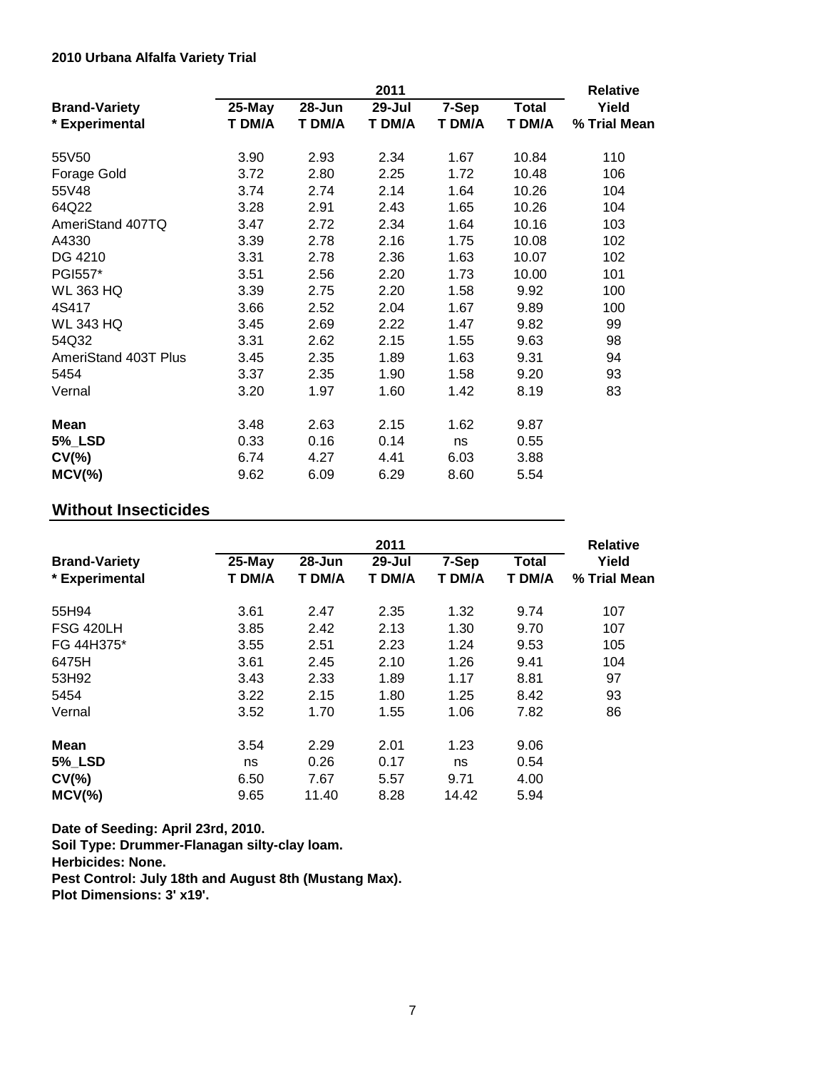**2010 Urbana Alfalfa Variety Trial**

| Brand-Variety<br>* Experimental | 2011<br>25-May<br>T DM/A | <br>28-Jun<br>T DM/A | <br>29-Jul<br>T DM/A | <br>7-Sep<br>T DM/A | <br>Total<br>T DM/A | Relative<br>Yield<br>% Trial Mean |
|---|---|---|---|---|---|---|
| 55V50 | 3.90 | 2.93 | 2.34 | 1.67 | 10.84 | 110 |
| Forage Gold | 3.72 | 2.80 | 2.25 | 1.72 | 10.48 | 106 |
| 55V48 | 3.74 | 2.74 | 2.14 | 1.64 | 10.26 | 104 |
| 64Q22 | 3.28 | 2.91 | 2.43 | 1.65 | 10.26 | 104 |
| AmeriStand 407TQ | 3.47 | 2.72 | 2.34 | 1.64 | 10.16 | 103 |
| A4330 | 3.39 | 2.78 | 2.16 | 1.75 | 10.08 | 102 |
| DG 4210 | 3.31 | 2.78 | 2.36 | 1.63 | 10.07 | 102 |
| PGI557* | 3.51 | 2.56 | 2.20 | 1.73 | 10.00 | 101 |
| WL 363 HQ | 3.39 | 2.75 | 2.20 | 1.58 | 9.92 | 100 |
| 4S417 | 3.66 | 2.52 | 2.04 | 1.67 | 9.89 | 100 |
| WL 343 HQ | 3.45 | 2.69 | 2.22 | 1.47 | 9.82 | 99 |
| 54Q32 | 3.31 | 2.62 | 2.15 | 1.55 | 9.63 | 98 |
| AmeriStand 403T Plus | 3.45 | 2.35 | 1.89 | 1.63 | 9.31 | 94 |
| 5454 | 3.37 | 2.35 | 1.90 | 1.58 | 9.20 | 93 |
| Vernal | 3.20 | 1.97 | 1.60 | 1.42 | 8.19 | 83 |
| **Mean** | 3.48 | 2.63 | 2.15 | 1.62 | 9.87 | |
| **5%_LSD** | 0.33 | 0.16 | 0.14 | ns | 0.55 | |
| **CV(%)** | 6.74 | 4.27 | 4.41 | 6.03 | 3.88 | |
| **MCV(%)** | 9.62 | 6.09 | 6.29 | 8.60 | 5.54 | |

## Without Insecticides

| Brand-Variety<br>* Experimental | 2011<br>25-May<br>T DM/A | <br>28-Jun<br>T DM/A | <br>29-Jul<br>T DM/A | <br>7-Sep<br>T DM/A | <br>Total<br>T DM/A | Relative<br>Yield<br>% Trial Mean |
|---|---|---|---|---|---|---|
| 55H94 | 3.61 | 2.47 | 2.35 | 1.32 | 9.74 | 107 |
| FSG 420LH | 3.85 | 2.42 | 2.13 | 1.30 | 9.70 | 107 |
| FG 44H375* | 3.55 | 2.51 | 2.23 | 1.24 | 9.53 | 105 |
| 6475H | 3.61 | 2.45 | 2.10 | 1.26 | 9.41 | 104 |
| 53H92 | 3.43 | 2.33 | 1.89 | 1.17 | 8.81 | 97 |
| 5454 | 3.22 | 2.15 | 1.80 | 1.25 | 8.42 | 93 |
| Vernal | 3.52 | 1.70 | 1.55 | 1.06 | 7.82 | 86 |
| **Mean** | 3.54 | 2.29 | 2.01 | 1.23 | 9.06 | |
| **5%_LSD** | ns | 0.26 | 0.17 | ns | 0.54 | |
| **CV(%)** | 6.50 | 7.67 | 5.57 | 9.71 | 4.00 | |
| **MCV(%)** | 9.65 | 11.40 | 8.28 | 14.42 | 5.94 | |

**Date of Seeding: April 23rd, 2010.**
**Soil Type: Drummer-Flanagan silty-clay loam.**
**Herbicides: None.**
**Pest Control: July 18th and August 8th (Mustang Max).**
**Plot Dimensions: 3' x19'.**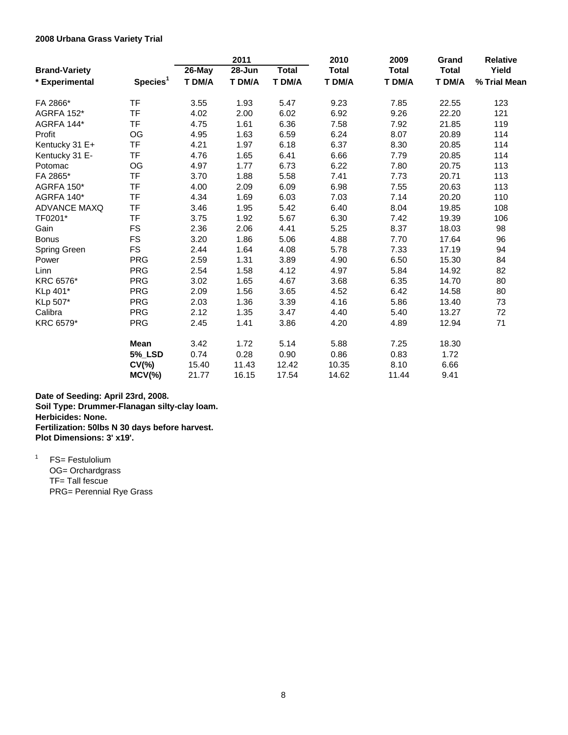**2008 Urbana Grass Variety Trial**

| Brand-Variety | | 2011 | | | 2010 | 2009 | Grand | Relative |
|---|---|---|---|---|---|---|---|---|
| | | 26-May | 28-Jun | Total | Total | Total | Total | Yield |
| * Experimental | Species[1] | T DM/A | T DM/A | T DM/A | T DM/A | T DM/A | T DM/A | % Trial Mean |
| FA 2866* | TF | 3.55 | 1.93 | 5.47 | 9.23 | 7.85 | 22.55 | 123 |
| AGRFA 152* | TF | 4.02 | 2.00 | 6.02 | 6.92 | 9.26 | 22.20 | 121 |
| AGRFA 144* | TF | 4.75 | 1.61 | 6.36 | 7.58 | 7.92 | 21.85 | 119 |
| Profit | OG | 4.95 | 1.63 | 6.59 | 6.24 | 8.07 | 20.89 | 114 |
| Kentucky 31 E+ | TF | 4.21 | 1.97 | 6.18 | 6.37 | 8.30 | 20.85 | 114 |
| Kentucky 31 E- | TF | 4.76 | 1.65 | 6.41 | 6.66 | 7.79 | 20.85 | 114 |
| Potomac | OG | 4.97 | 1.77 | 6.73 | 6.22 | 7.80 | 20.75 | 113 |
| FA 2865* | TF | 3.70 | 1.88 | 5.58 | 7.41 | 7.73 | 20.71 | 113 |
| AGRFA 150* | TF | 4.00 | 2.09 | 6.09 | 6.98 | 7.55 | 20.63 | 113 |
| AGRFA 140* | TF | 4.34 | 1.69 | 6.03 | 7.03 | 7.14 | 20.20 | 110 |
| ADVANCE MAXQ | TF | 3.46 | 1.95 | 5.42 | 6.40 | 8.04 | 19.85 | 108 |
| TF0201* | TF | 3.75 | 1.92 | 5.67 | 6.30 | 7.42 | 19.39 | 106 |
| Gain | FS | 2.36 | 2.06 | 4.41 | 5.25 | 8.37 | 18.03 | 98 |
| Bonus | FS | 3.20 | 1.86 | 5.06 | 4.88 | 7.70 | 17.64 | 96 |
| Spring Green | FS | 2.44 | 1.64 | 4.08 | 5.78 | 7.33 | 17.19 | 94 |
| Power | PRG | 2.59 | 1.31 | 3.89 | 4.90 | 6.50 | 15.30 | 84 |
| Linn | PRG | 2.54 | 1.58 | 4.12 | 4.97 | 5.84 | 14.92 | 82 |
| KRC 6576* | PRG | 3.02 | 1.65 | 4.67 | 3.68 | 6.35 | 14.70 | 80 |
| KLp 401* | PRG | 2.09 | 1.56 | 3.65 | 4.52 | 6.42 | 14.58 | 80 |
| KLp 507* | PRG | 2.03 | 1.36 | 3.39 | 4.16 | 5.86 | 13.40 | 73 |
| Calibra | PRG | 2.12 | 1.35 | 3.47 | 4.40 | 5.40 | 13.27 | 72 |
| KRC 6579* | PRG | 2.45 | 1.41 | 3.86 | 4.20 | 4.89 | 12.94 | 71 |
| | **Mean** | 3.42 | 1.72 | 5.14 | 5.88 | 7.25 | 18.30 | |
| | **5%_LSD** | 0.74 | 0.28 | 0.90 | 0.86 | 0.83 | 1.72 | |
| | **CV(%)** | 15.40 | 11.43 | 12.42 | 10.35 | 8.10 | 6.66 | |
| | **MCV(%)** | 21.77 | 16.15 | 17.54 | 14.62 | 11.44 | 9.41 | |

**Date of Seeding: April 23rd, 2008.**
**Soil Type: Drummer-Flanagan silty-clay loam.**
**Herbicides: None.**
**Fertilization: 50lbs N 30 days before harvest.**
**Plot Dimensions: 3' x19'.**

[1] FS= Festulolium
OG= Orchardgrass
TF= Tall fescue
PRG= Perennial Rye Grass